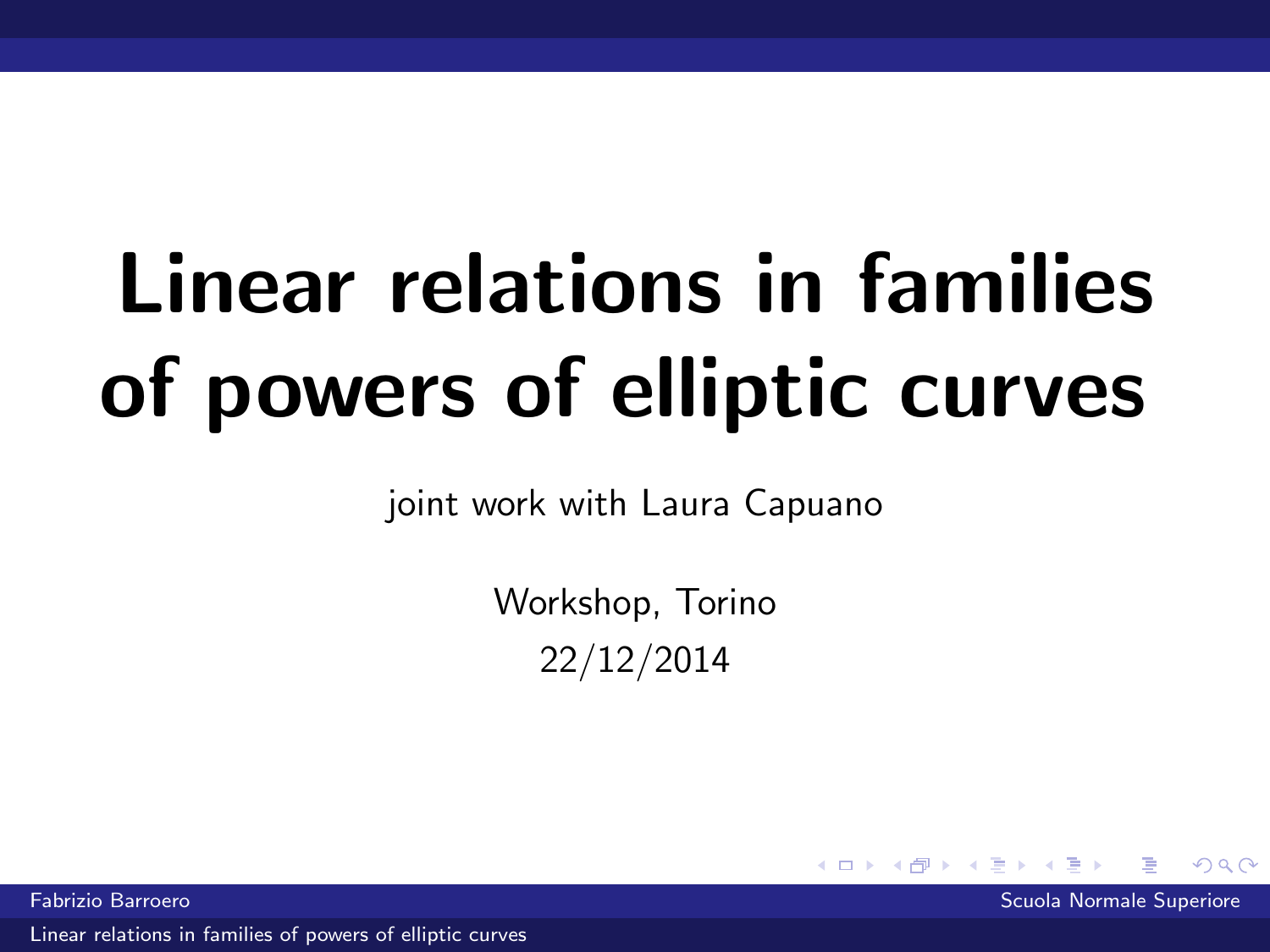# Linear relations in families of powers of elliptic curves

joint work with Laura Capuano

Workshop, Torino

22/12/2014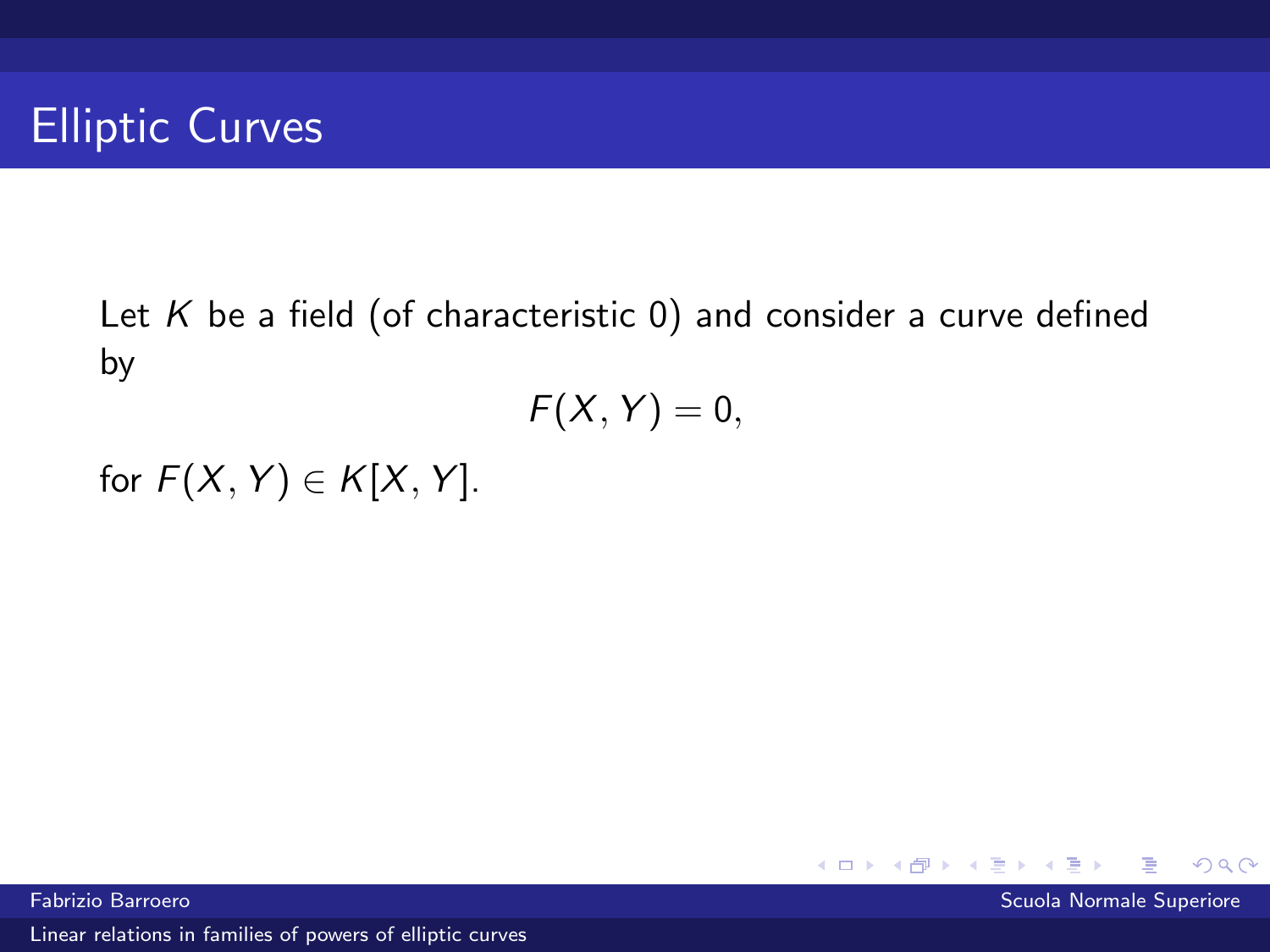# Elliptic Curves

Let $K$ be a field (of characteristic 0) and consider a curve defined by

$$F(X, Y) = 0,$$

for $F(X, Y) \in K[X, Y]$.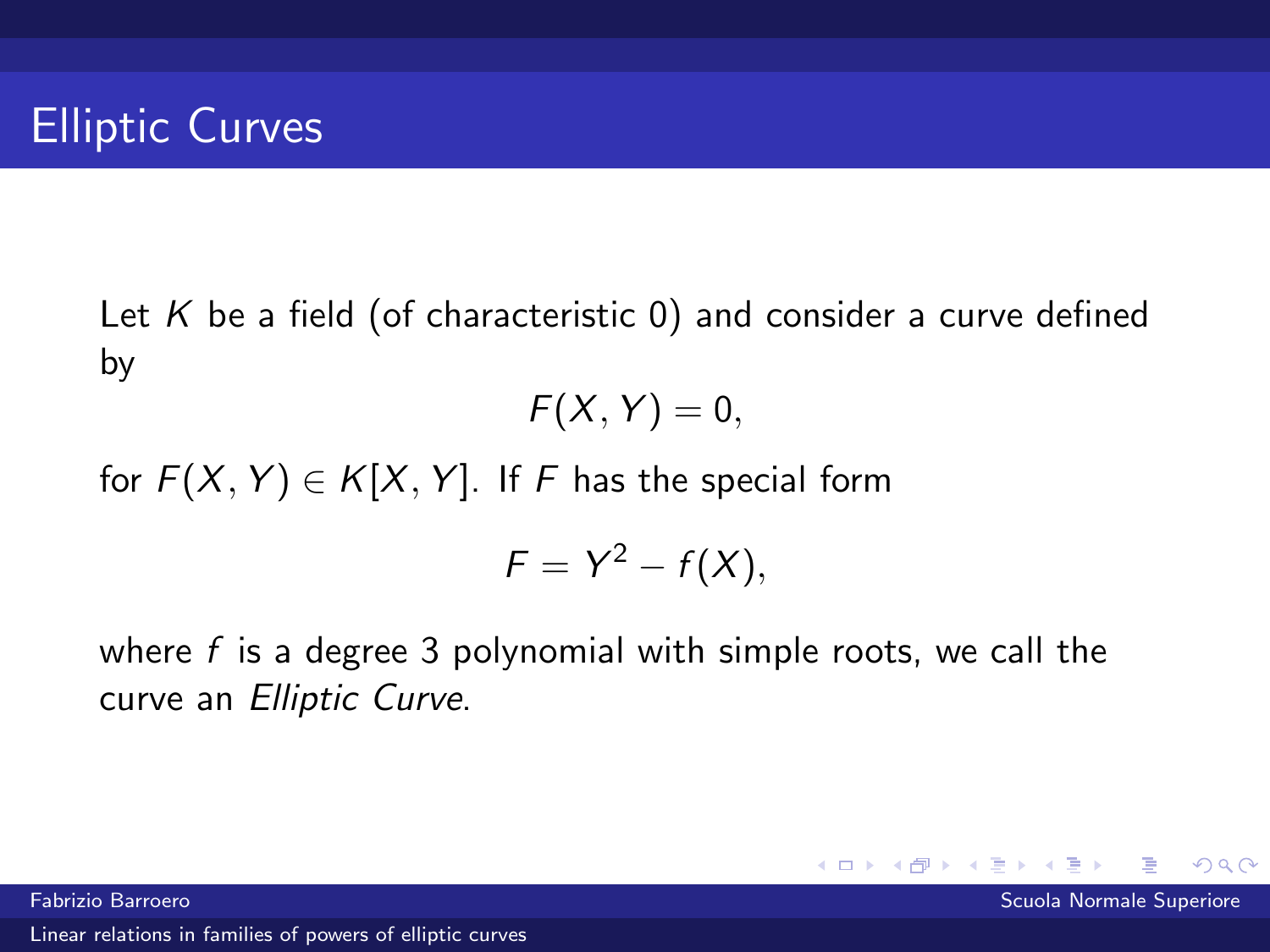# Elliptic Curves

Let $K$ be a field (of characteristic 0) and consider a curve defined by

$$F(X, Y) = 0,$$

for $F(X, Y) \in K[X, Y]$. If $F$ has the special form

$$F = Y^2 - f(X),$$

where $f$ is a degree 3 polynomial with simple roots, we call the curve an *Elliptic Curve*.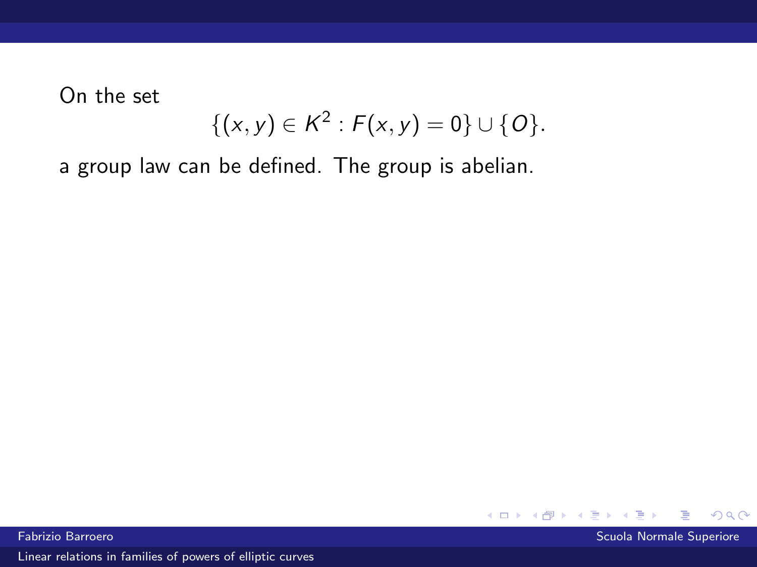On the set

$$\{(x, y) \in K^2 : F(x, y) = 0\} \cup \{O\}.$$

a group law can be defined. The group is abelian.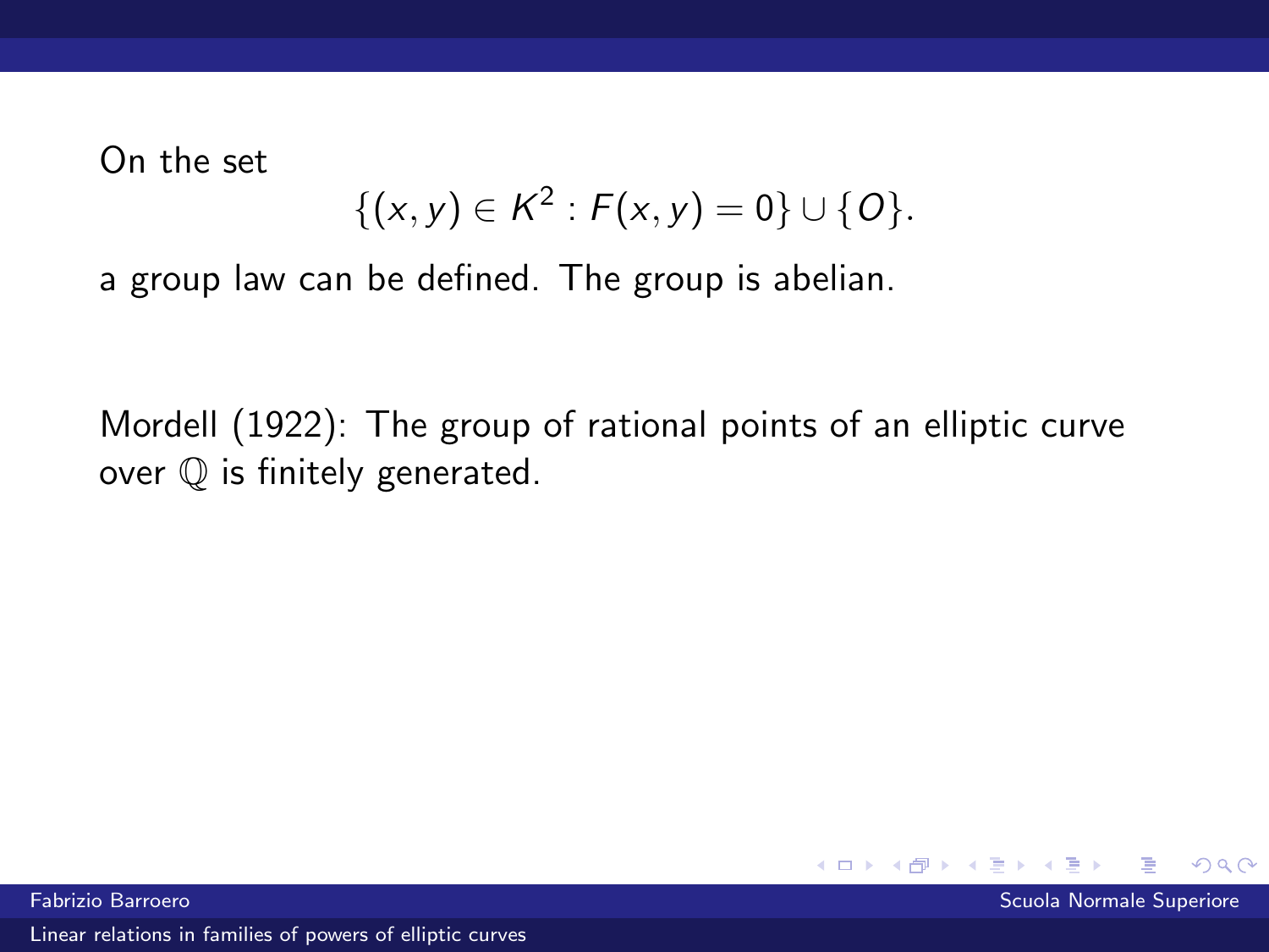On the set

$$\{(x, y) \in K^2 : F(x, y) = 0\} \cup \{O\}.$$

a group law can be defined. The group is abelian.

Mordell (1922): The group of rational points of an elliptic curve over $\mathbb{Q}$ is finitely generated.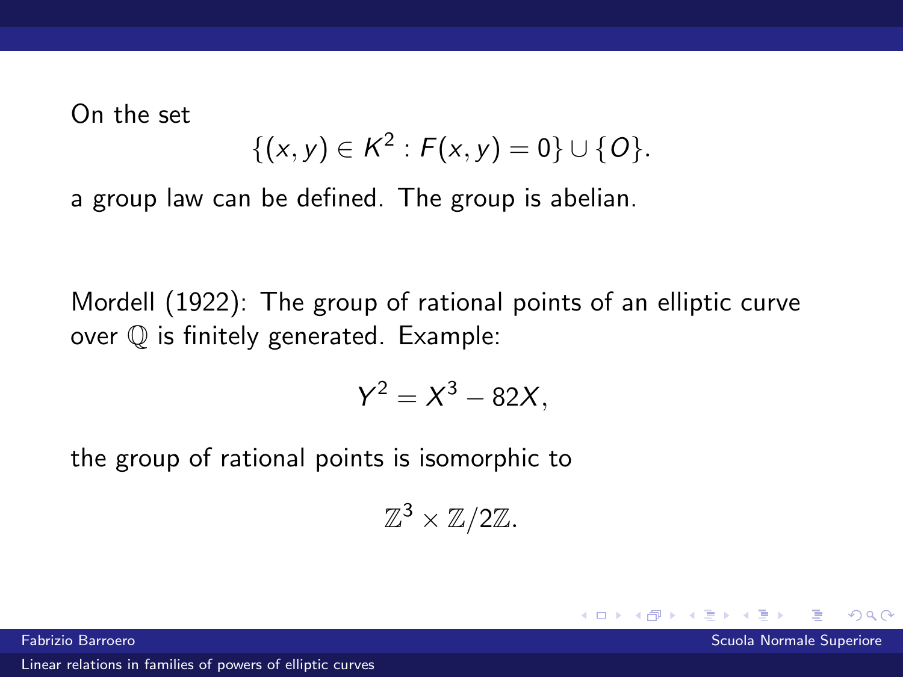On the set

$$\{(x, y) \in K^2 : F(x, y) = 0\} \cup \{O\}.$$

a group law can be defined. The group is abelian.

Mordell (1922): The group of rational points of an elliptic curve over $\mathbb{Q}$ is finitely generated. Example:

$$Y^2 = X^3 - 82X,$$

the group of rational points is isomorphic to

$$\mathbb{Z}^3 \times \mathbb{Z}/2\mathbb{Z}.$$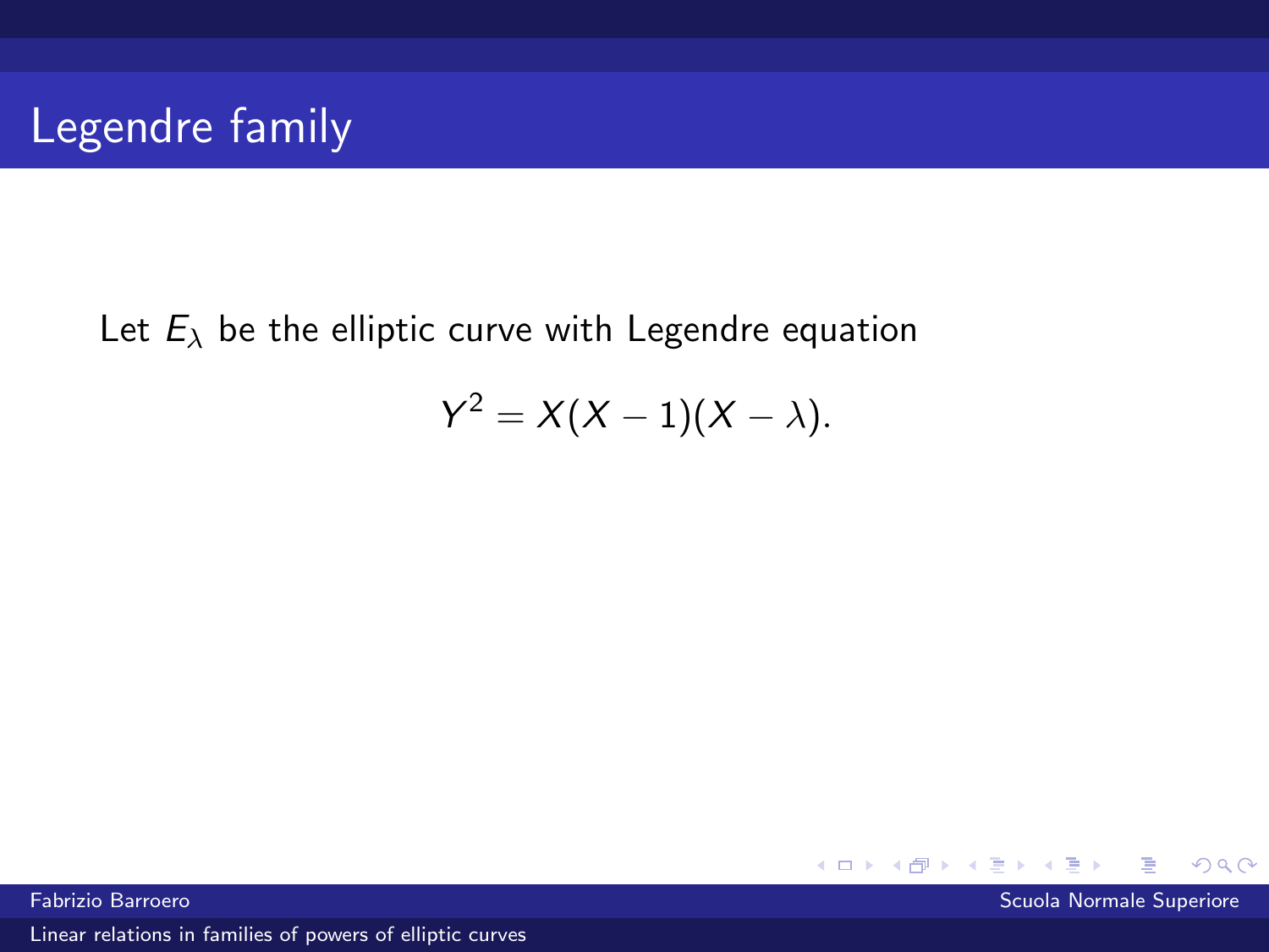# Legendre family

Let $E_\lambda$ be the elliptic curve with Legendre equation

$$Y^2 = X(X-1)(X-\lambda).$$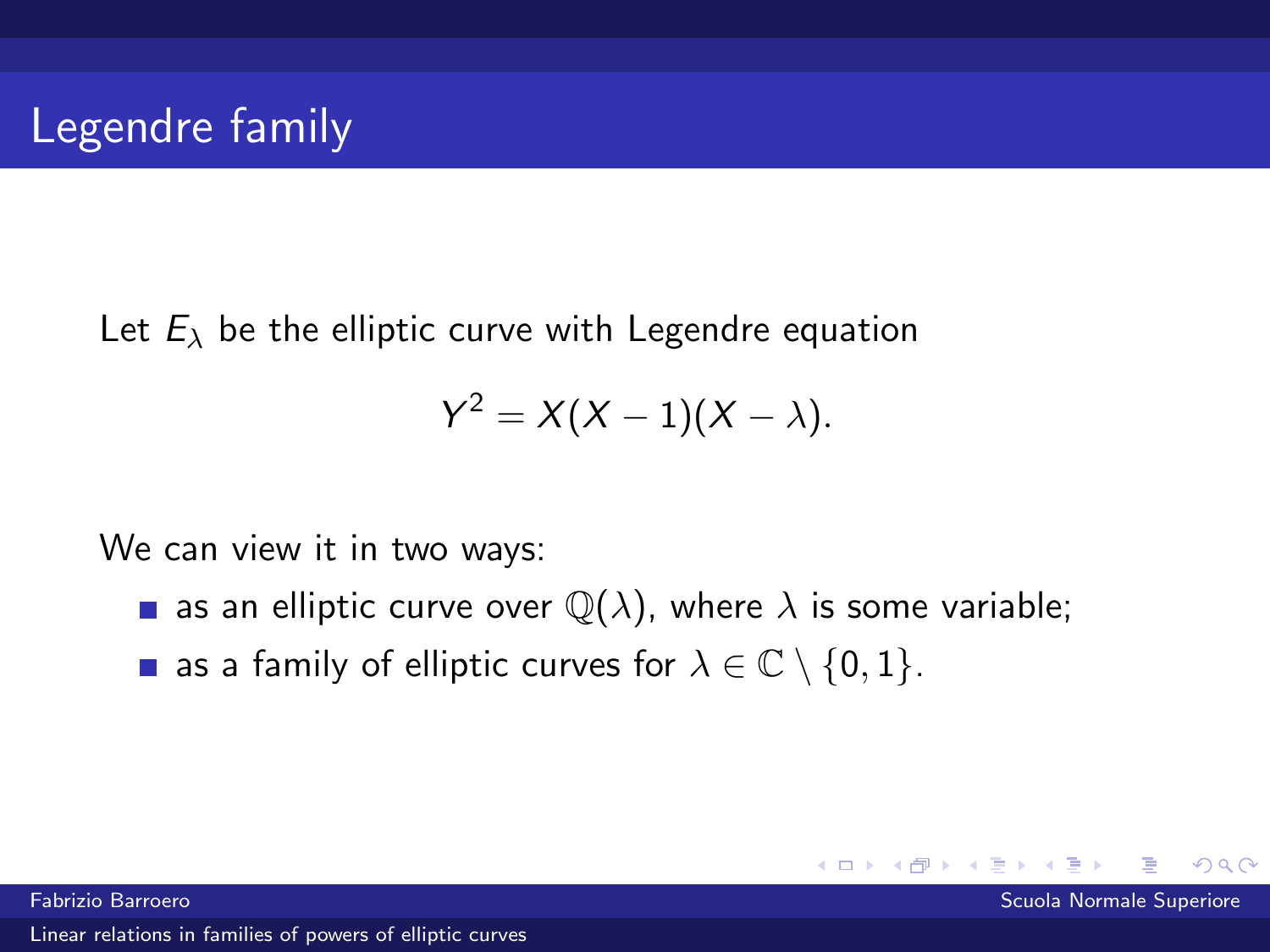# Legendre family

Let $E_\lambda$ be the elliptic curve with Legendre equation

$$Y^2 = X(X-1)(X-\lambda).$$

We can view it in two ways:

- as an elliptic curve over $\mathbb{Q}(\lambda)$, where $\lambda$ is some variable;
- as a family of elliptic curves for $\lambda \in \mathbb{C} \setminus \{0, 1\}$.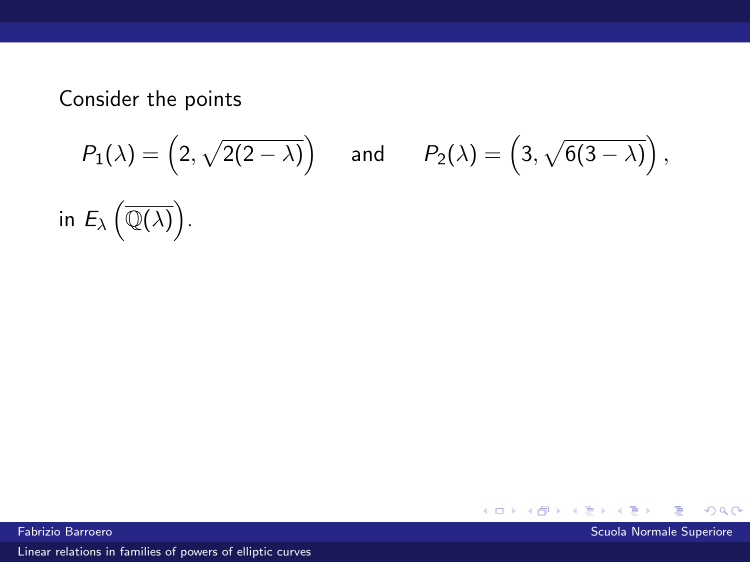Consider the points

$$P_1(\lambda) = \left(2, \sqrt{2(2-\lambda)}\right) \quad \text{and} \quad P_2(\lambda) = \left(3, \sqrt{6(3-\lambda)}\right),$$

in $E_\lambda\left(\overline{\mathbb{Q}(\lambda)}\right)$.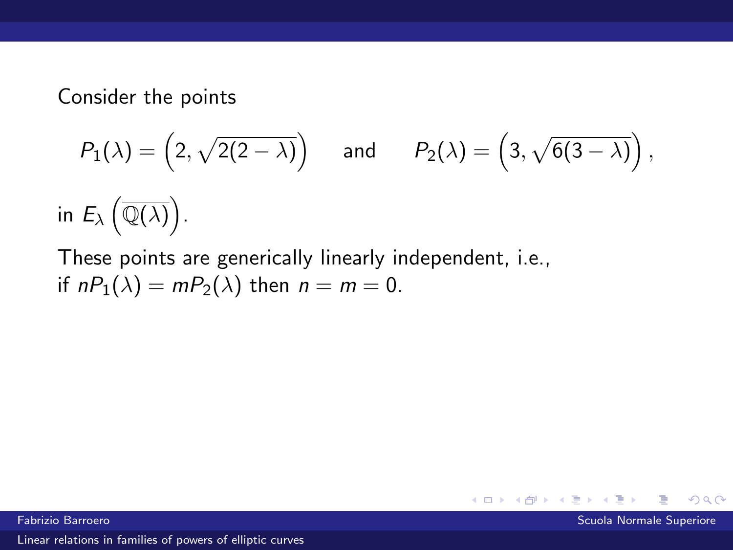Consider the points

$$P_1(\lambda) = \left(2, \sqrt{2(2-\lambda)}\right) \quad \text{and} \quad P_2(\lambda) = \left(3, \sqrt{6(3-\lambda)}\right),$$

in $E_\lambda\left(\overline{\mathbb{Q}(\lambda)}\right)$.

These points are generically linearly independent, i.e., if $nP_1(\lambda) = mP_2(\lambda)$ then $n = m = 0$.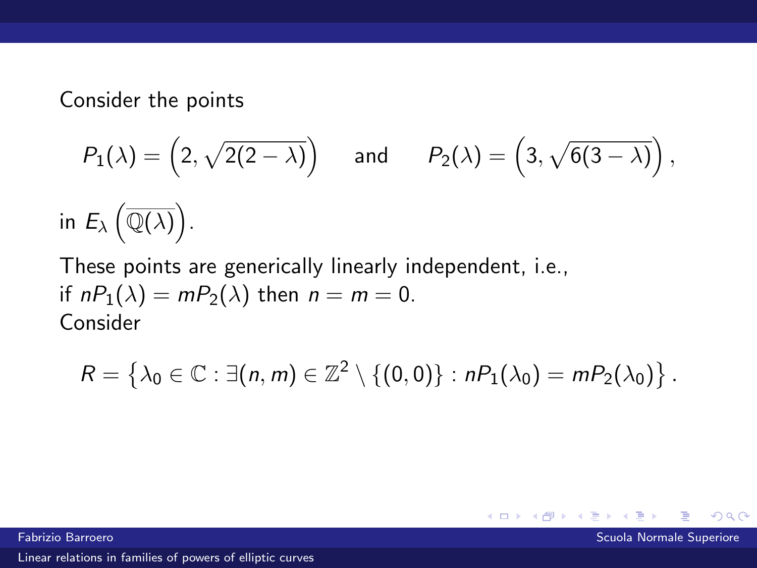Consider the points

$$P_1(\lambda) = \left(2, \sqrt{2(2-\lambda)}\right) \quad \text{and} \quad P_2(\lambda) = \left(3, \sqrt{6(3-\lambda)}\right),$$

in $E_\lambda\left(\overline{\mathbb{Q}(\lambda)}\right)$.

These points are generically linearly independent, i.e., if $nP_1(\lambda) = mP_2(\lambda)$ then $n = m = 0$.
Consider

$$R = \left\{\lambda_0 \in \mathbb{C} : \exists (n, m) \in \mathbb{Z}^2 \setminus \{(0,0)\} : nP_1(\lambda_0) = mP_2(\lambda_0)\right\}.$$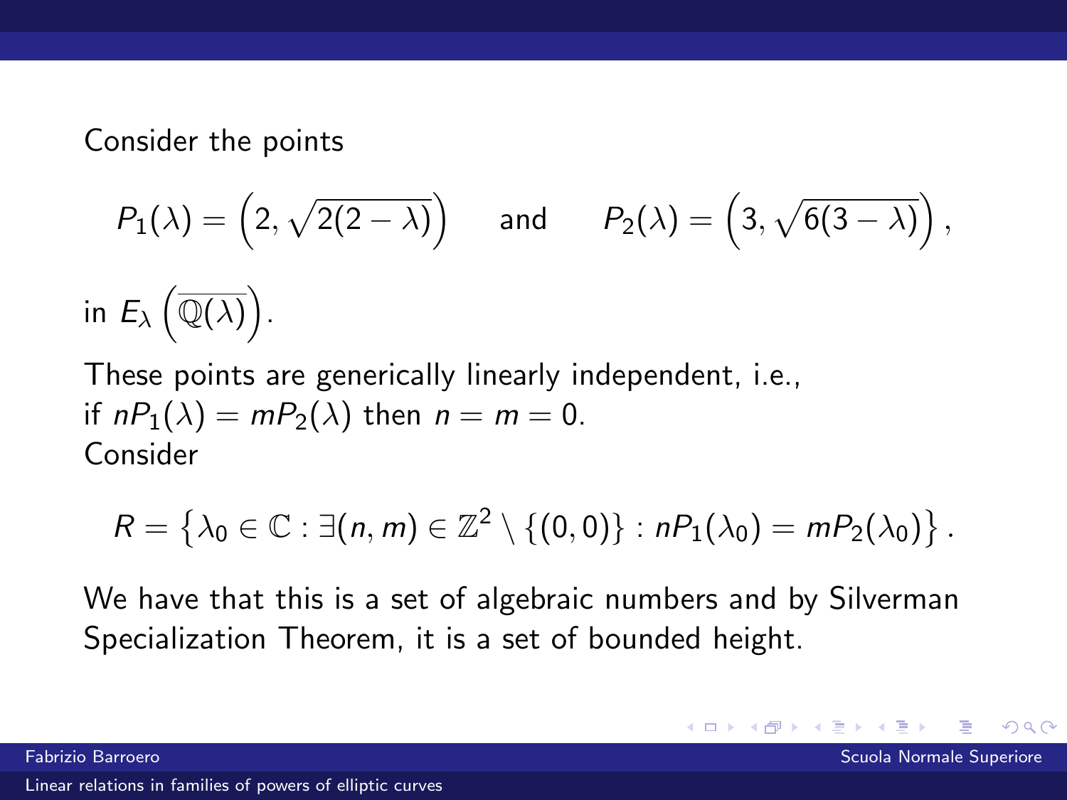Consider the points

$$P_1(\lambda) = \left(2, \sqrt{2(2-\lambda)}\right) \quad \text{and} \quad P_2(\lambda) = \left(3, \sqrt{6(3-\lambda)}\right),$$

in $E_\lambda\left(\overline{\mathbb{Q}(\lambda)}\right)$.

These points are generically linearly independent, i.e., if $nP_1(\lambda) = mP_2(\lambda)$ then $n = m = 0$.
Consider

$$R = \left\{\lambda_0 \in \mathbb{C} : \exists (n, m) \in \mathbb{Z}^2 \setminus \{(0,0)\} : nP_1(\lambda_0) = mP_2(\lambda_0)\right\}.$$

We have that this is a set of algebraic numbers and by Silverman Specialization Theorem, it is a set of bounded height.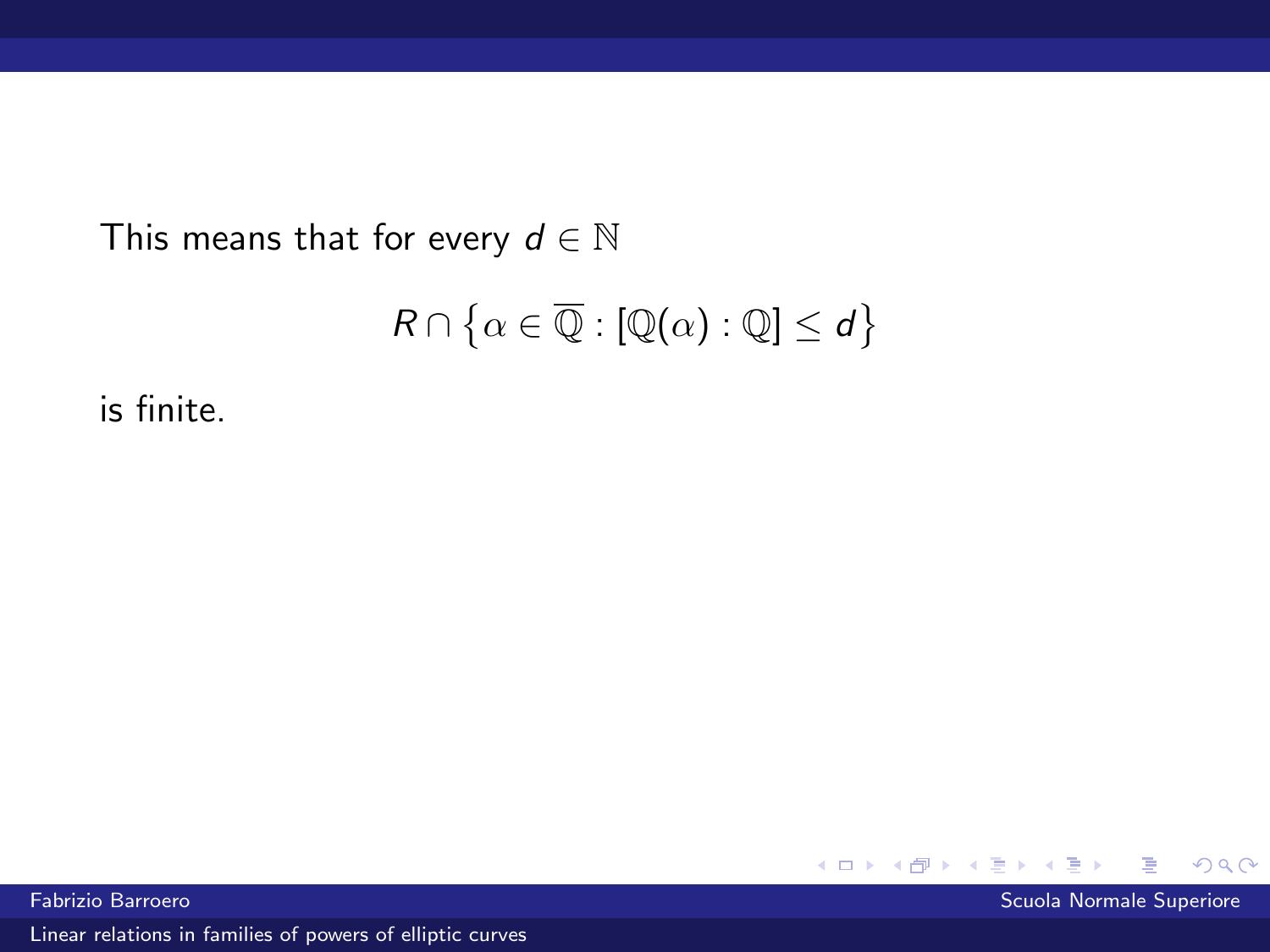This means that for every $d \in \mathbb{N}$

$$R \cap \left\{ \alpha \in \overline{\mathbb{Q}} : [\mathbb{Q}(\alpha) : \mathbb{Q}] \leq d \right\}$$

is finite.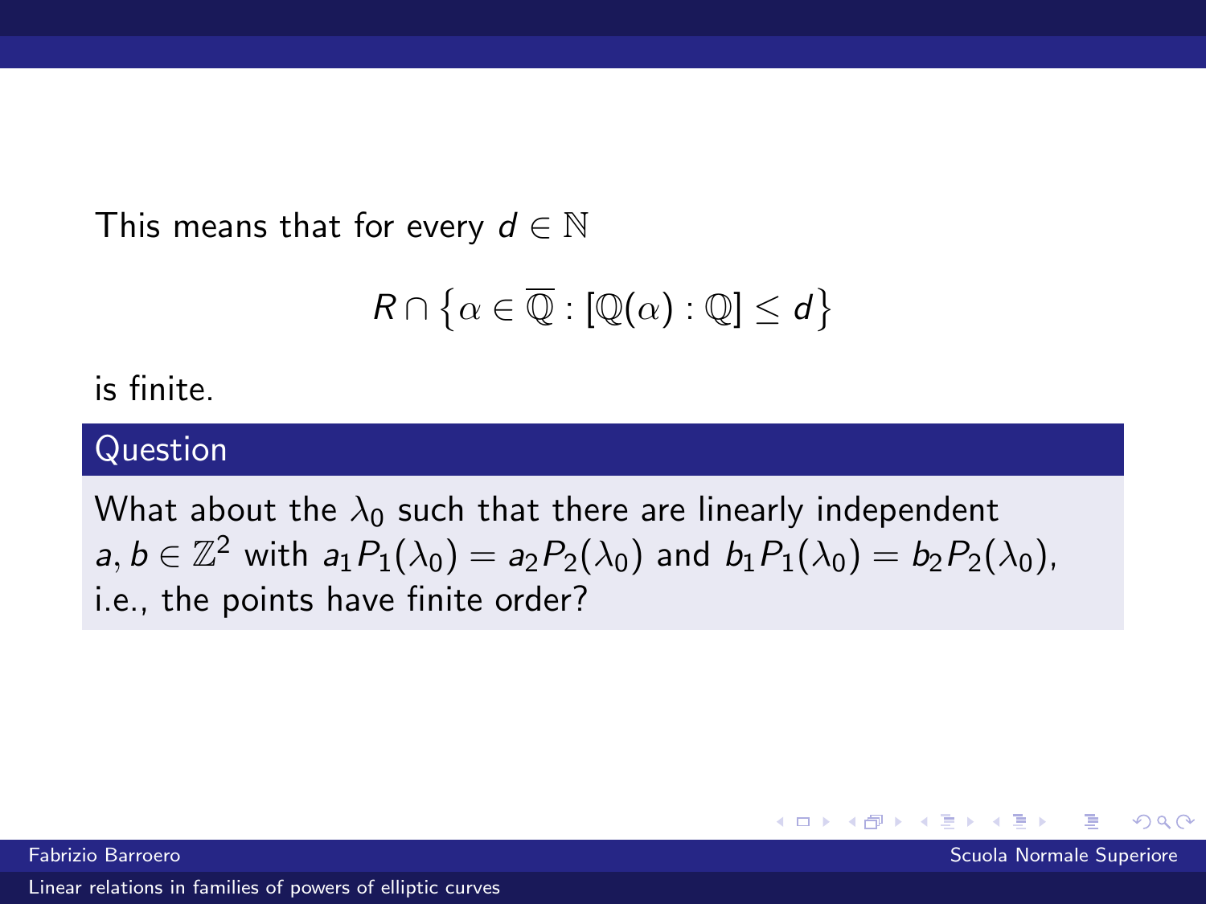This means that for every $d \in \mathbb{N}$

$$R \cap \left\{ \alpha \in \overline{\mathbb{Q}} : [\mathbb{Q}(\alpha) : \mathbb{Q}] \leq d \right\}$$

is finite.

**Question**

What about the $\lambda_0$ such that there are linearly independent $a, b \in \mathbb{Z}^2$ with $a_1 P_1(\lambda_0) = a_2 P_2(\lambda_0)$ and $b_1 P_1(\lambda_0) = b_2 P_2(\lambda_0)$, i.e., the points have finite order?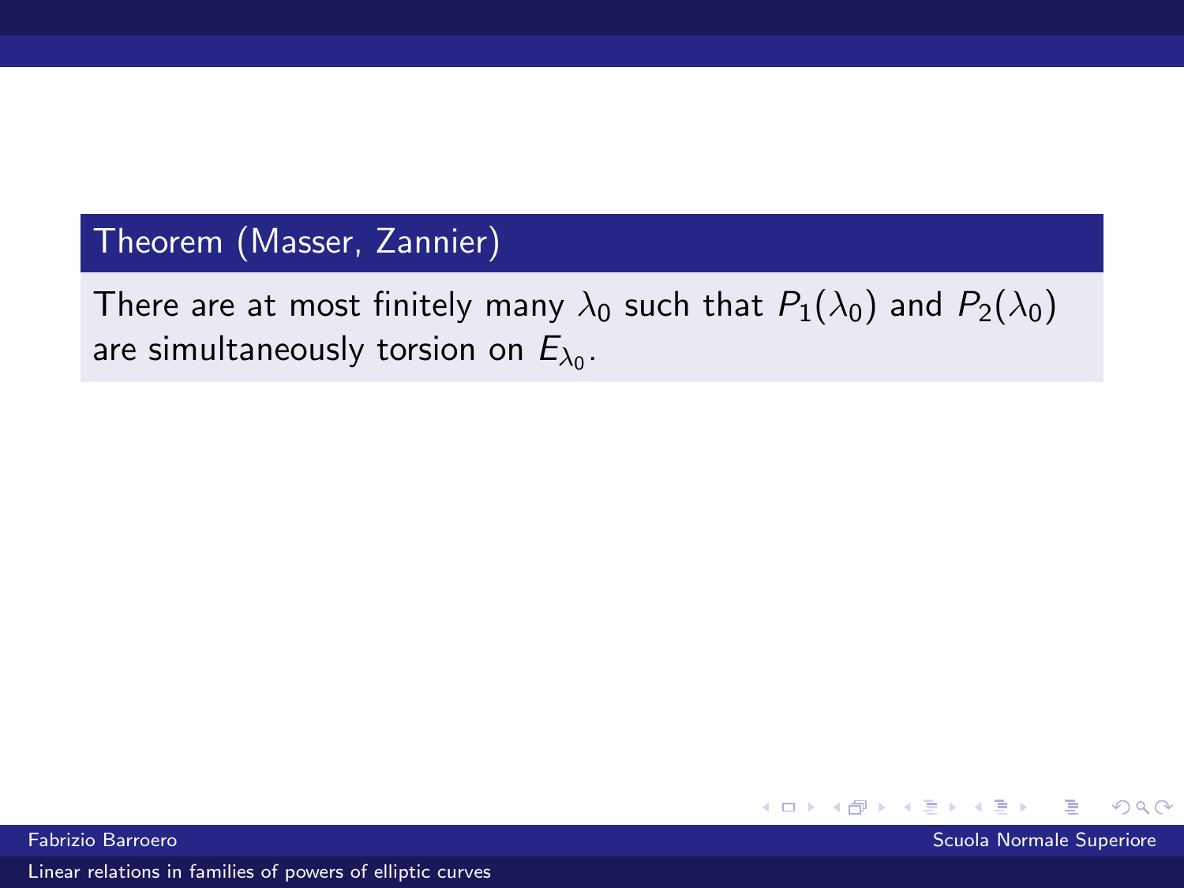**Theorem (Masser, Zannier)**

There are at most finitely many $\lambda_0$ such that $P_1(\lambda_0)$ and $P_2(\lambda_0)$ are simultaneously torsion on $E_{\lambda_0}$.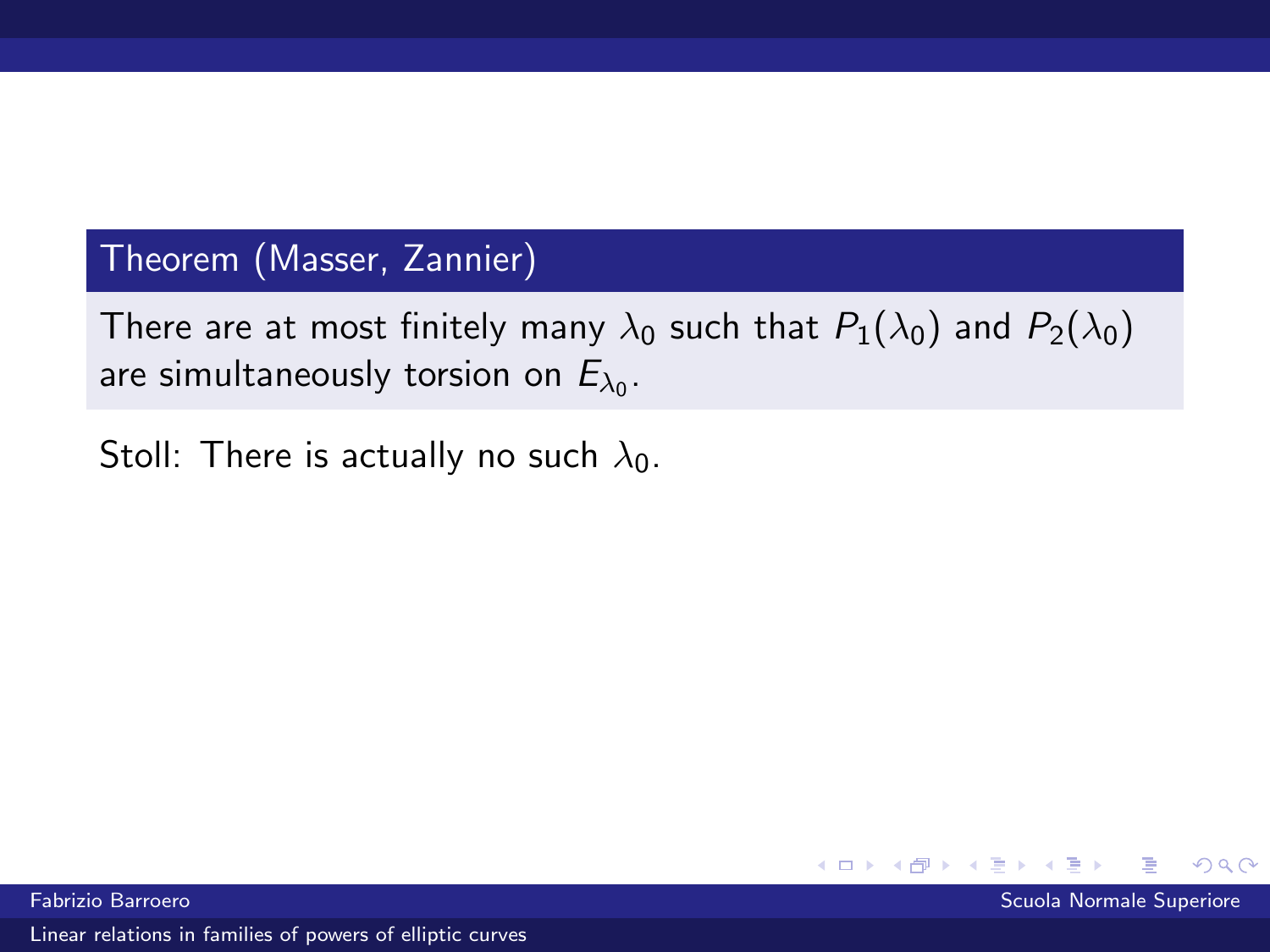**Theorem (Masser, Zannier)**

There are at most finitely many $\lambda_0$ such that $P_1(\lambda_0)$ and $P_2(\lambda_0)$ are simultaneously torsion on $E_{\lambda_0}$.

Stoll: There is actually no such $\lambda_0$.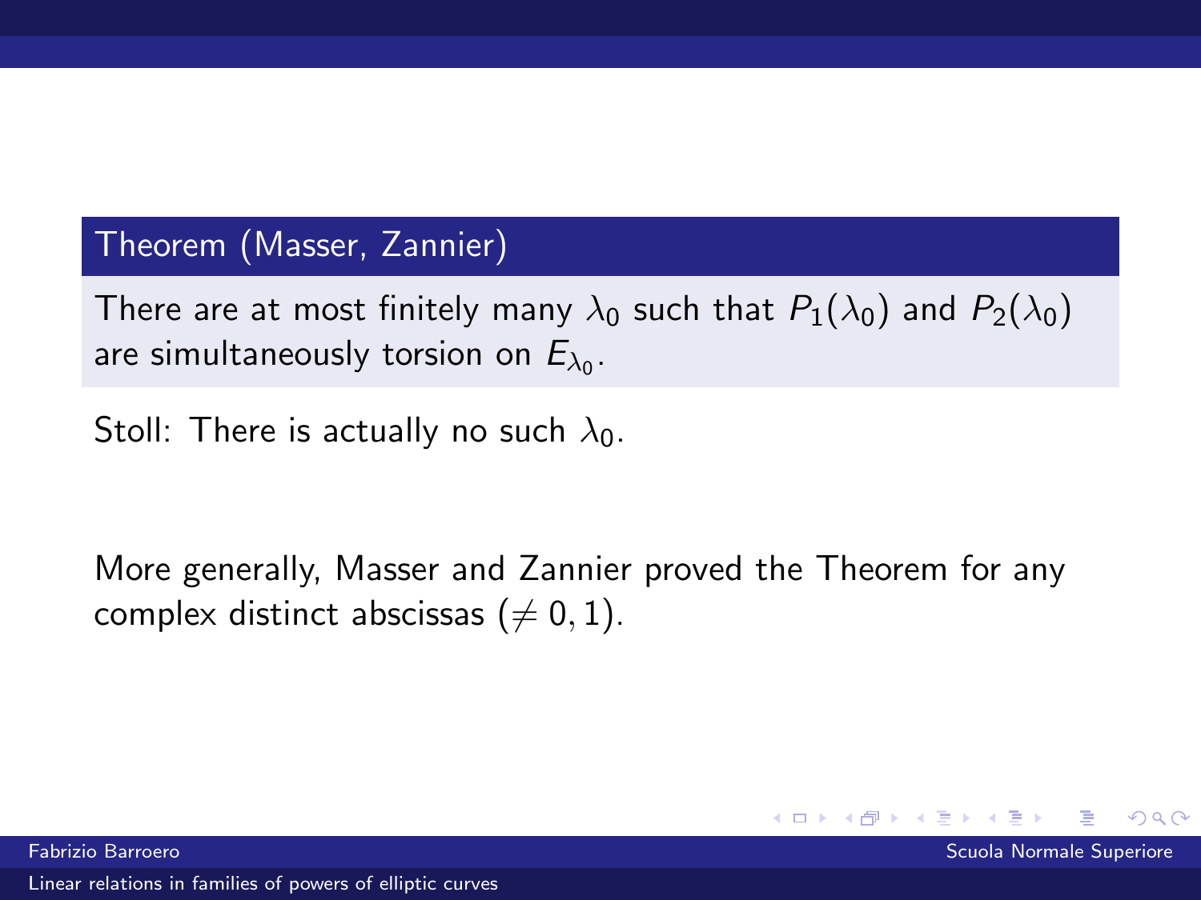**Theorem (Masser, Zannier)**

There are at most finitely many $\lambda_0$ such that $P_1(\lambda_0)$ and $P_2(\lambda_0)$ are simultaneously torsion on $E_{\lambda_0}$.

Stoll: There is actually no such $\lambda_0$.

More generally, Masser and Zannier proved the Theorem for any complex distinct abscissas ($\neq 0, 1$).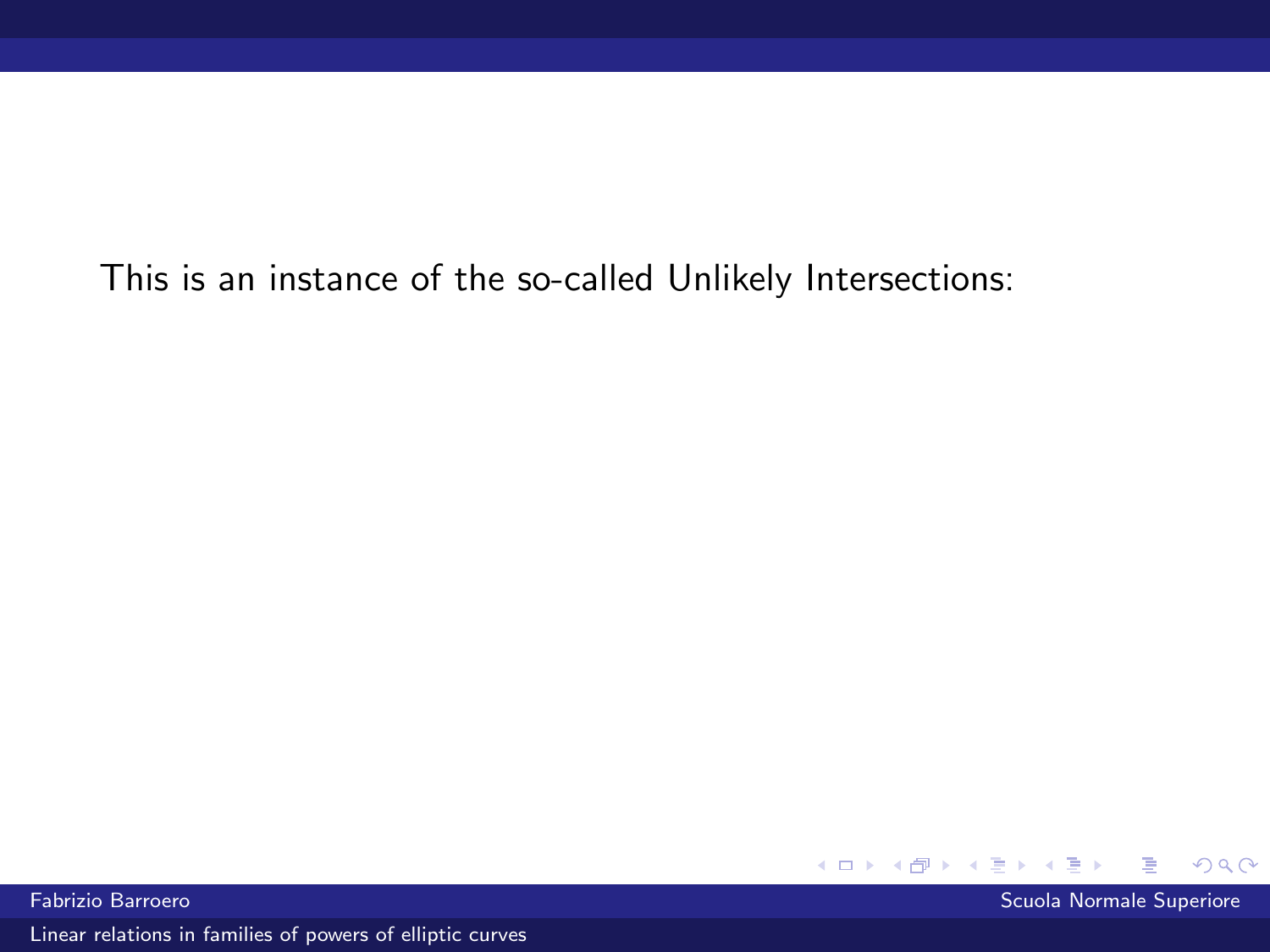This is an instance of the so-called Unlikely Intersections: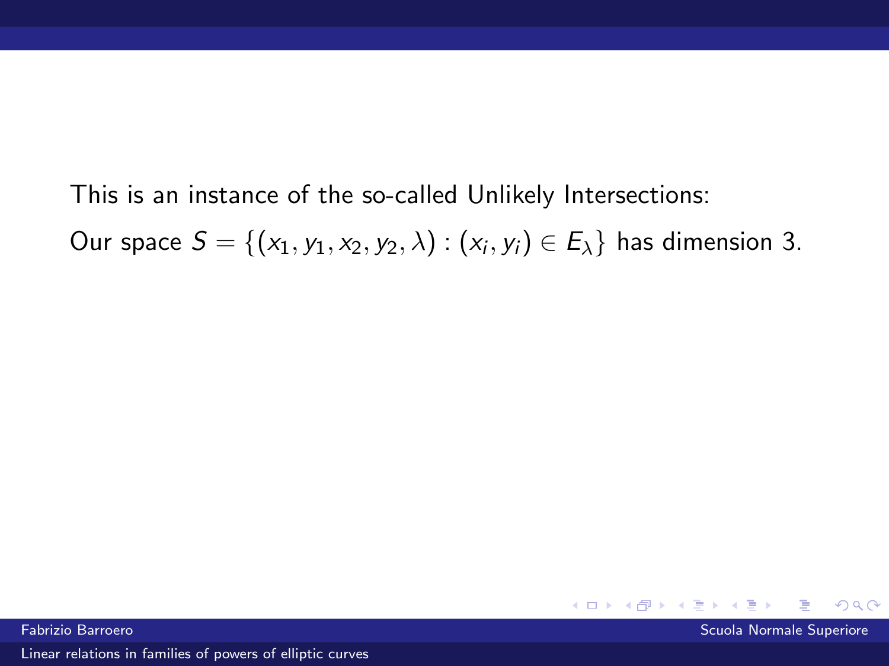This is an instance of the so-called Unlikely Intersections:

Our space $S = \{(x_1, y_1, x_2, y_2, \lambda) : (x_i, y_i) \in E_\lambda\}$ has dimension 3.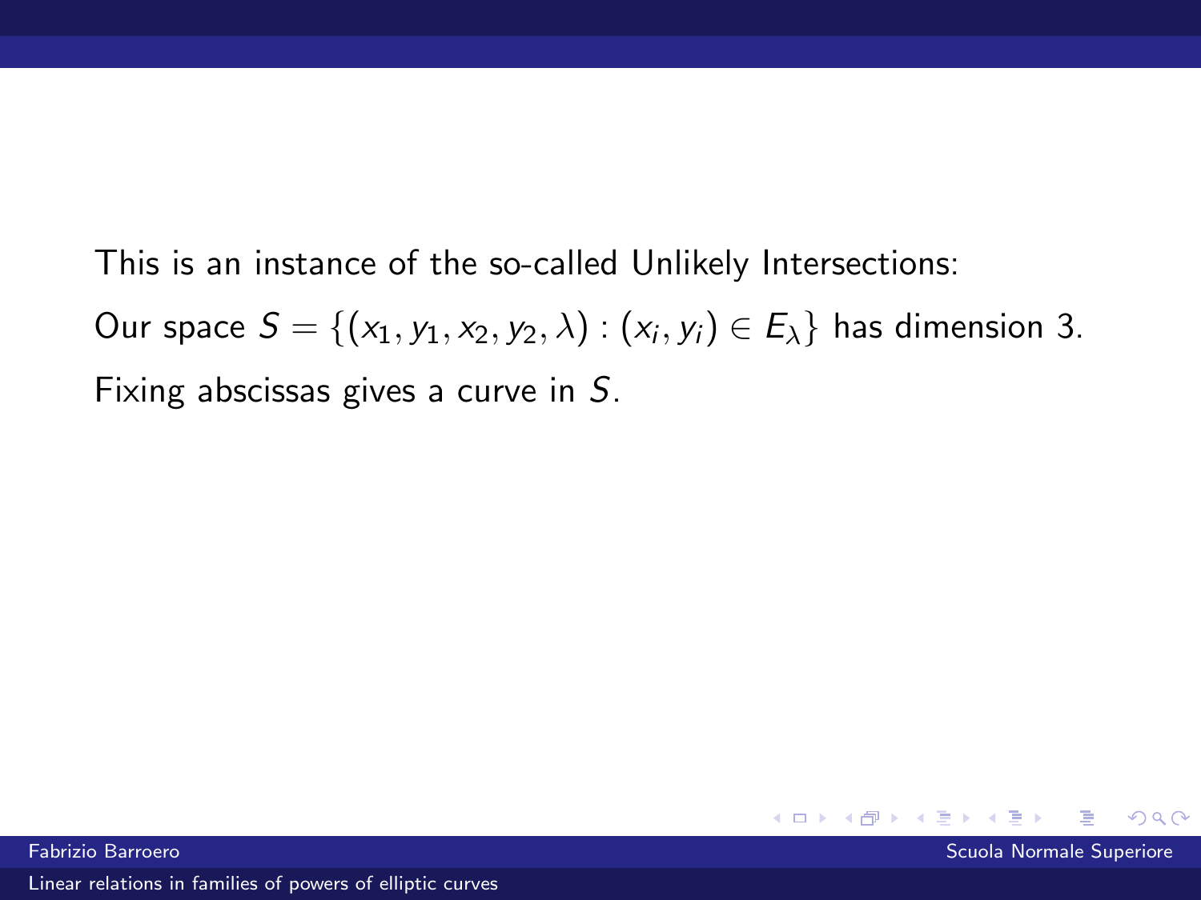This is an instance of the so-called Unlikely Intersections:

Our space $S = \{(x_1, y_1, x_2, y_2, \lambda) : (x_i, y_i) \in E_\lambda\}$ has dimension 3.

Fixing abscissas gives a curve in $S$.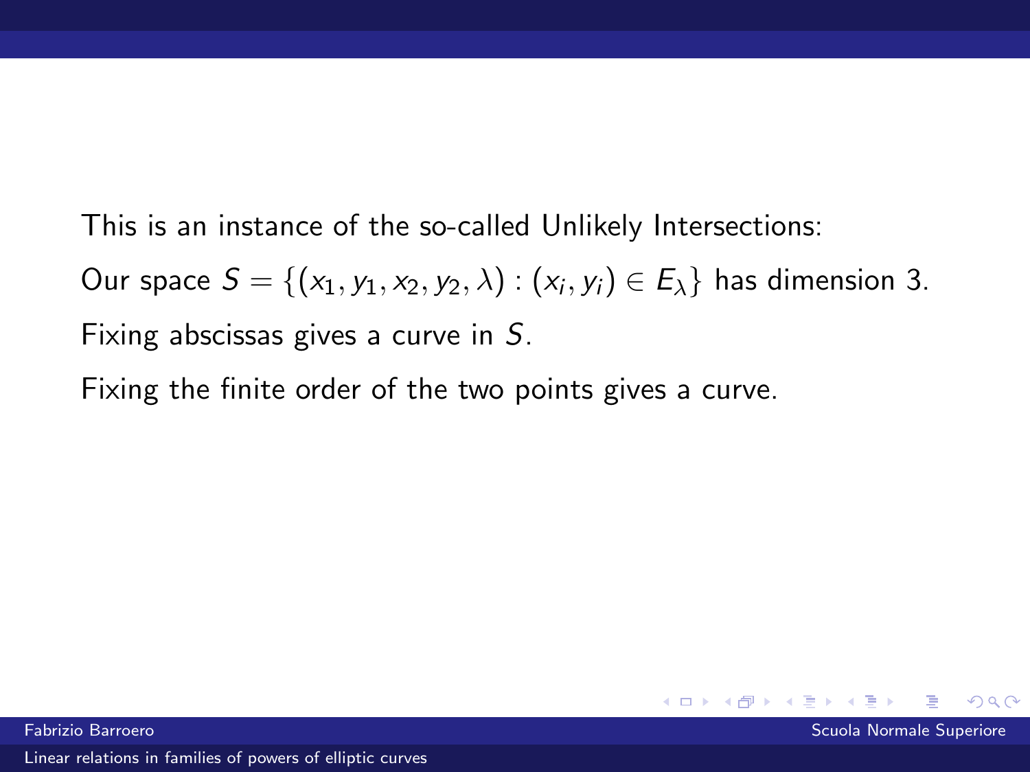This is an instance of the so-called Unlikely Intersections:

Our space $S = \{(x_1, y_1, x_2, y_2, \lambda) : (x_i, y_i) \in E_\lambda\}$ has dimension 3.

Fixing abscissas gives a curve in $S$.

Fixing the finite order of the two points gives a curve.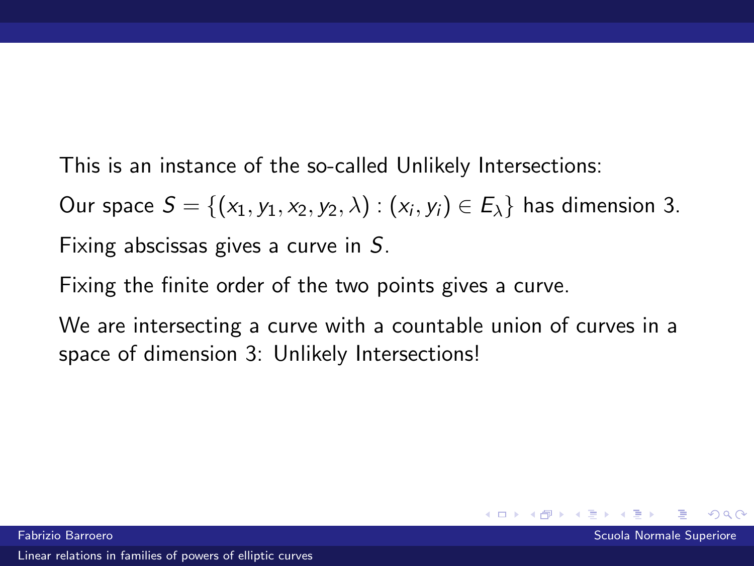This is an instance of the so-called Unlikely Intersections:

Our space $S = \{(x_1, y_1, x_2, y_2, \lambda) : (x_i, y_i) \in E_\lambda\}$ has dimension 3.

Fixing abscissas gives a curve in $S$.

Fixing the finite order of the two points gives a curve.

We are intersecting a curve with a countable union of curves in a space of dimension 3: Unlikely Intersections!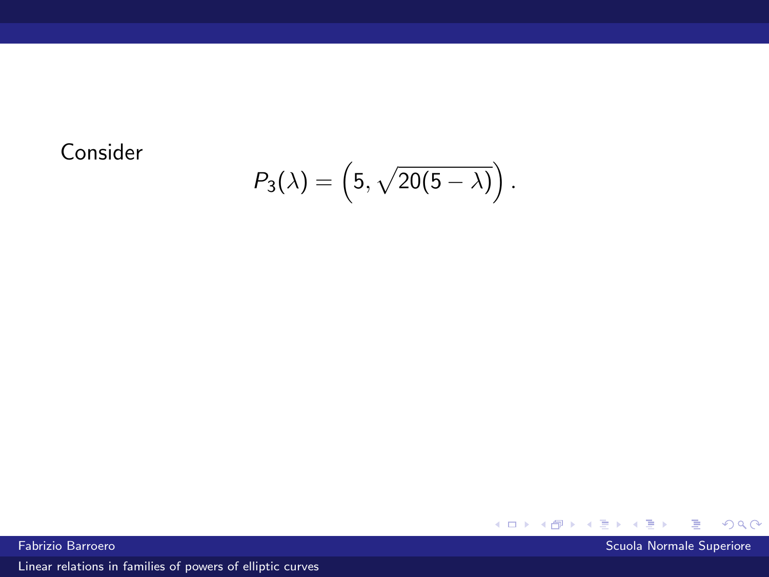Consider

$$P_3(\lambda) = \left(5, \sqrt{20(5-\lambda)}\right).$$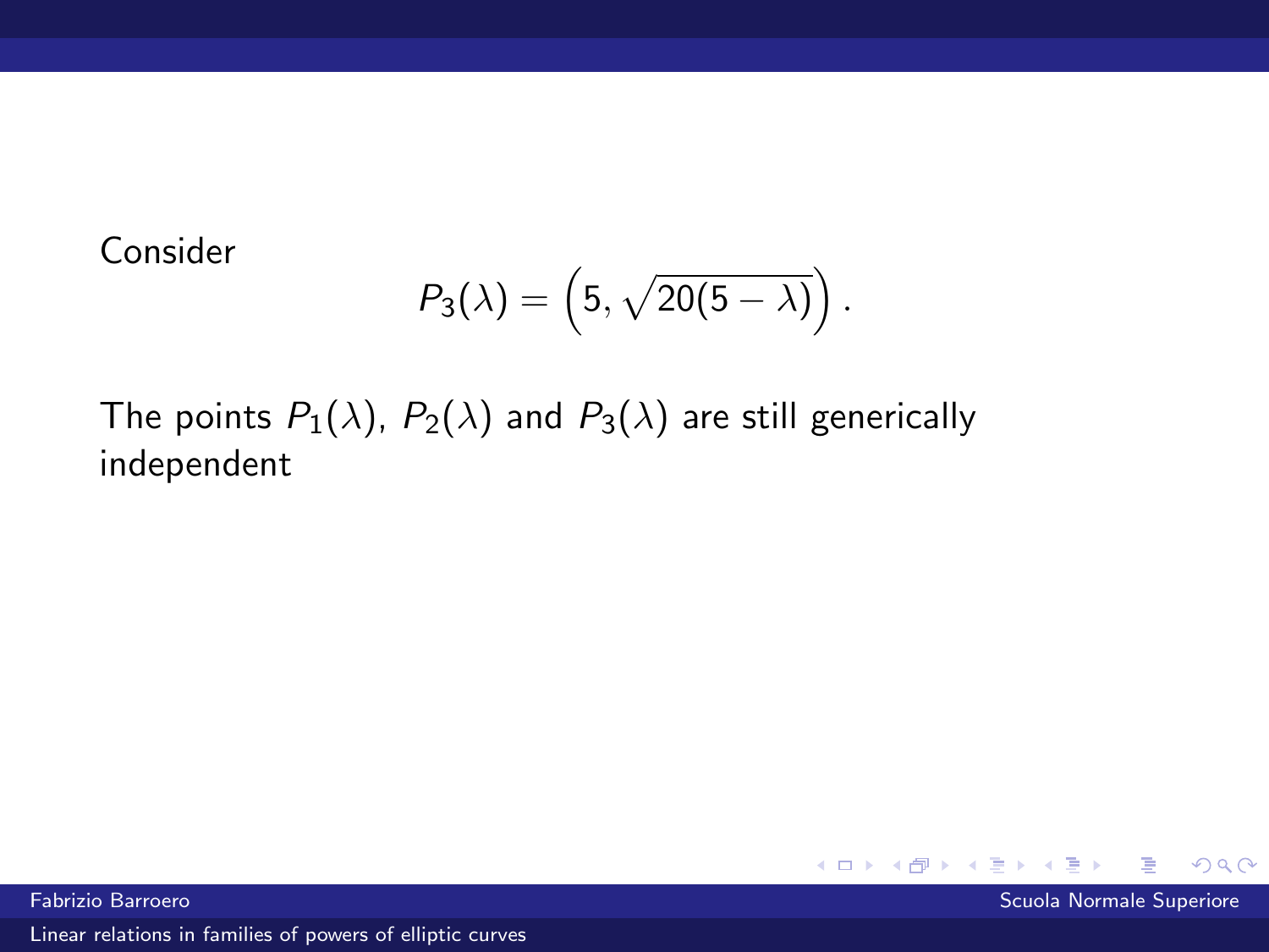Consider

$$P_3(\lambda) = \left(5, \sqrt{20(5-\lambda)}\right).$$

The points $P_1(\lambda)$, $P_2(\lambda)$ and $P_3(\lambda)$ are still generically independent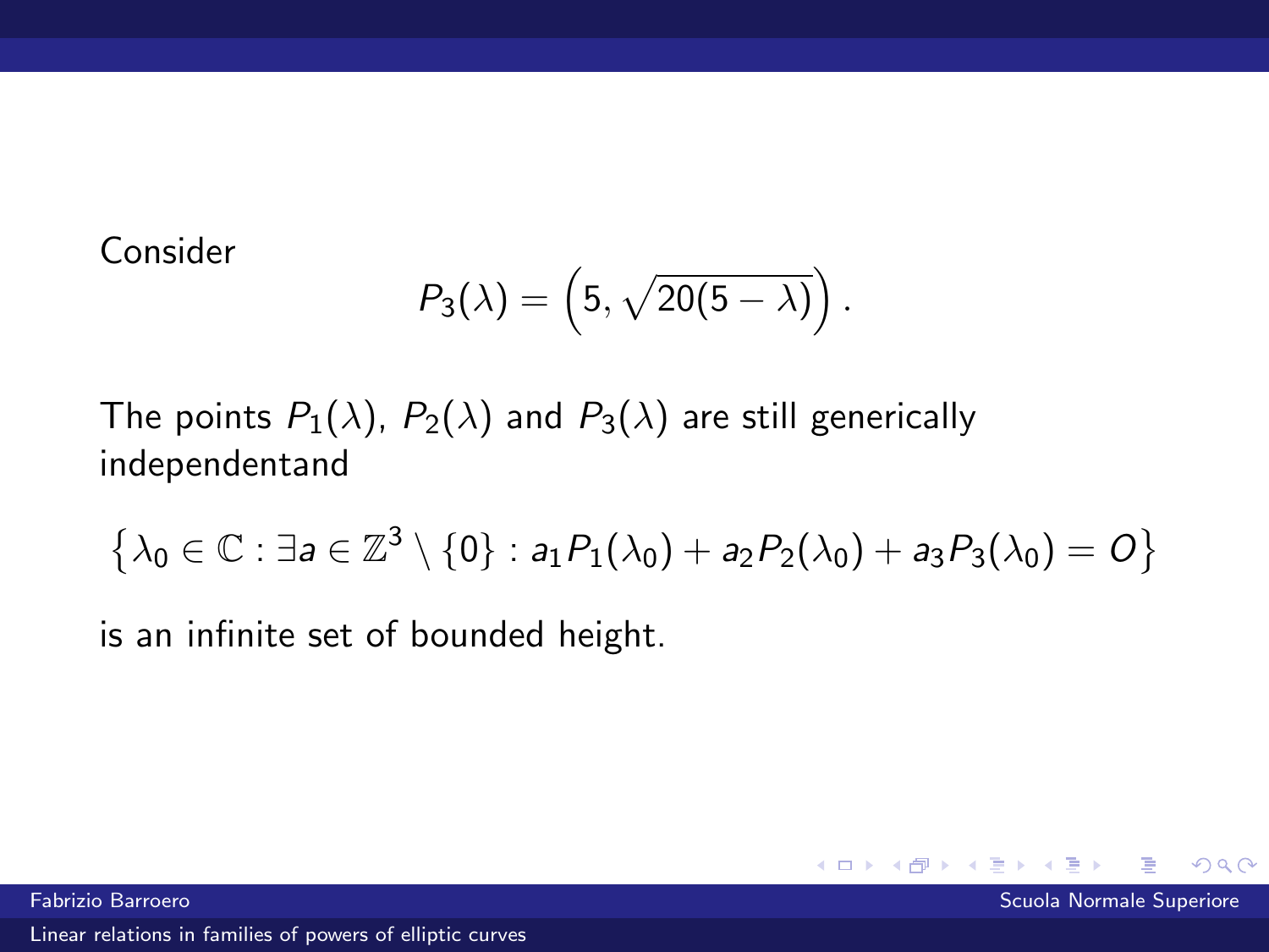Consider

$$P_3(\lambda) = \left(5, \sqrt{20(5-\lambda)}\right).$$

The points $P_1(\lambda)$, $P_2(\lambda)$ and $P_3(\lambda)$ are still generically independentand

$$\left\{\lambda_0 \in \mathbb{C} : \exists a \in \mathbb{Z}^3 \setminus \{0\} : a_1 P_1(\lambda_0) + a_2 P_2(\lambda_0) + a_3 P_3(\lambda_0) = O\right\}$$

is an infinite set of bounded height.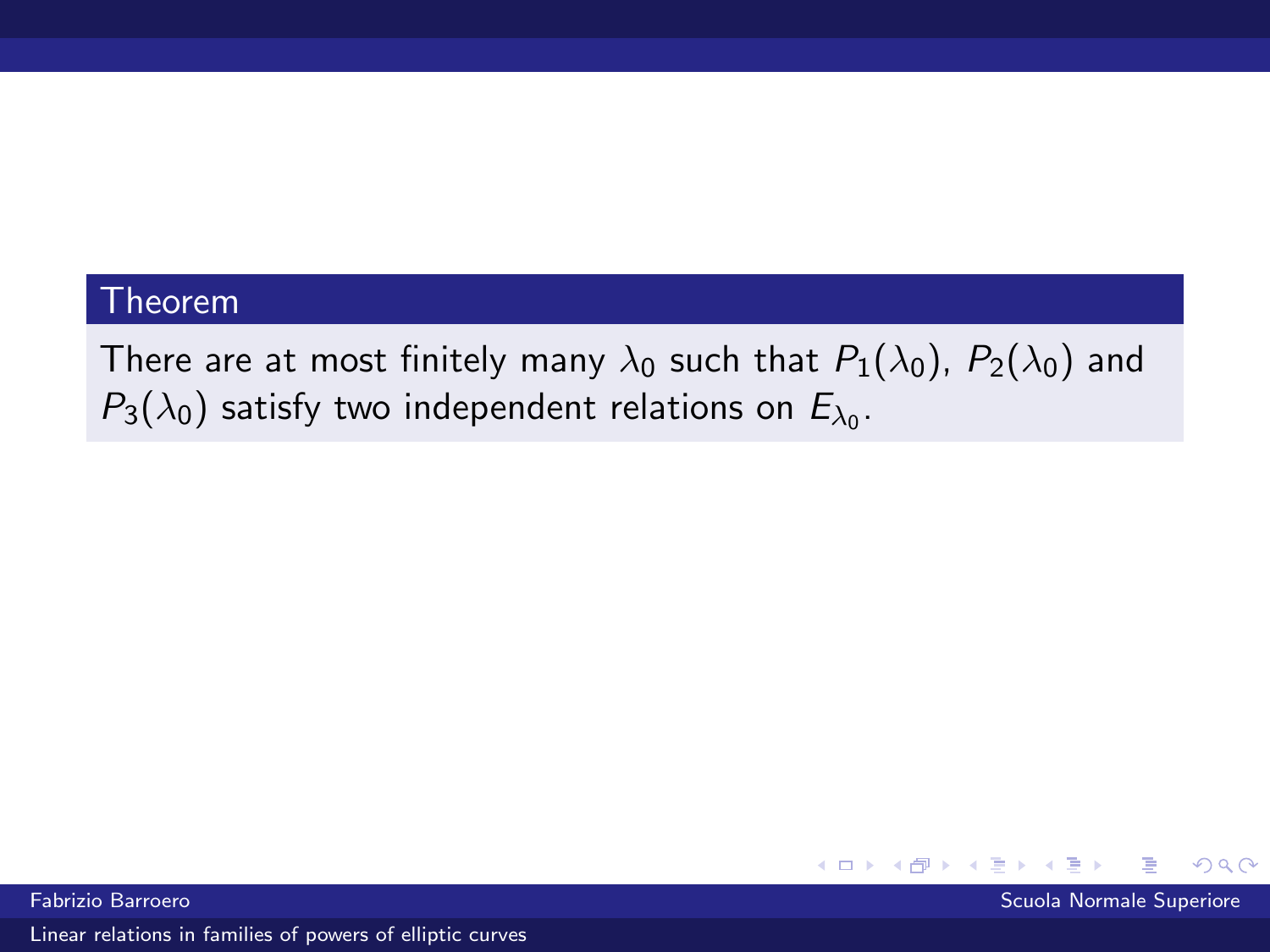**Theorem**

There are at most finitely many $\lambda_0$ such that $P_1(\lambda_0)$, $P_2(\lambda_0)$ and $P_3(\lambda_0)$ satisfy two independent relations on $E_{\lambda_0}$.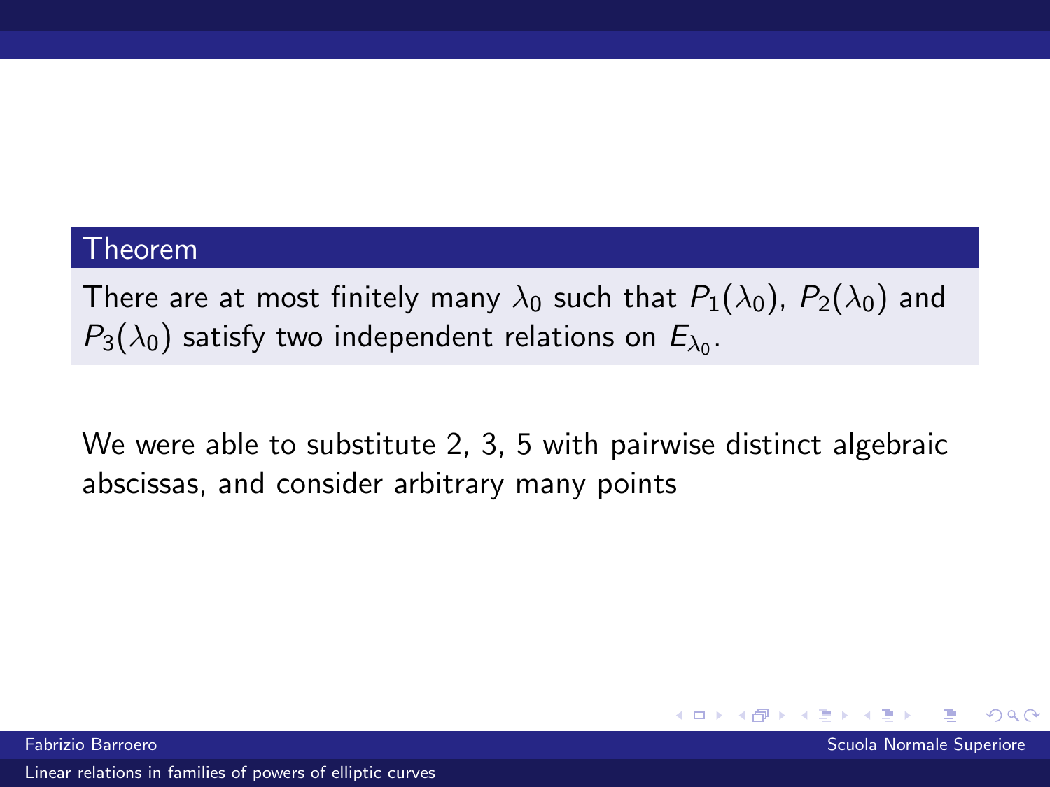**Theorem**

There are at most finitely many $\lambda_0$ such that $P_1(\lambda_0)$, $P_2(\lambda_0)$ and $P_3(\lambda_0)$ satisfy two independent relations on $E_{\lambda_0}$.

We were able to substitute 2, 3, 5 with pairwise distinct algebraic abscissas, and consider arbitrary many points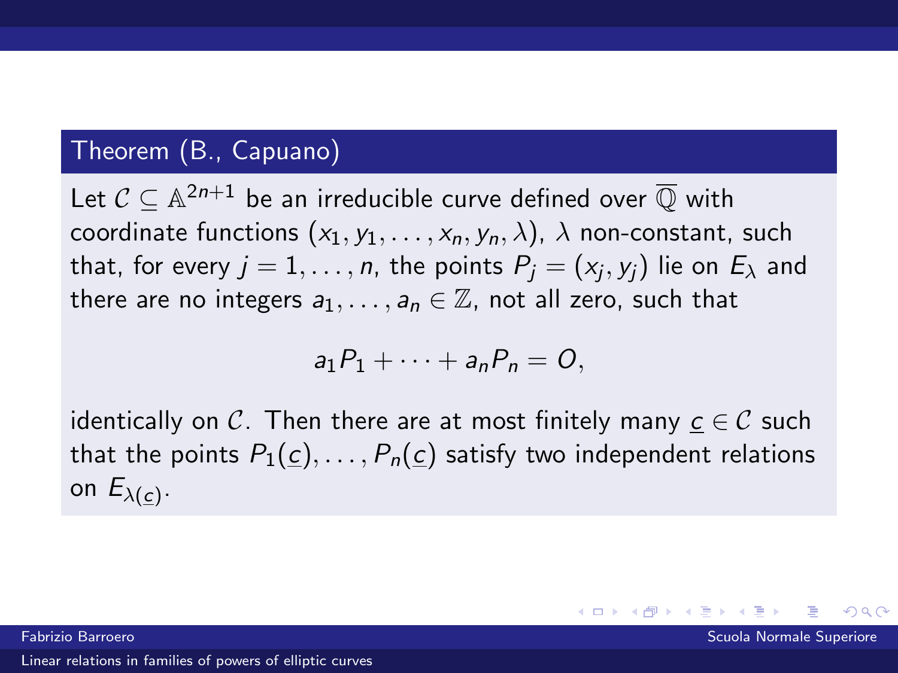**Theorem (B., Capuano)**

Let $\mathcal{C} \subseteq \mathbb{A}^{2n+1}$ be an irreducible curve defined over $\overline{\mathbb{Q}}$ with coordinate functions $(x_1, y_1, \ldots, x_n, y_n, \lambda)$, $\lambda$ non-constant, such that, for every $j = 1, \ldots, n$, the points $P_j = (x_j, y_j)$ lie on $E_\lambda$ and there are no integers $a_1, \ldots, a_n \in \mathbb{Z}$, not all zero, such that

$$a_1 P_1 + \cdots + a_n P_n = O,$$

identically on $\mathcal{C}$. Then there are at most finitely many $\underline{c} \in \mathcal{C}$ such that the points $P_1(\underline{c}), \ldots, P_n(\underline{c})$ satisfy two independent relations on $E_{\lambda(\underline{c})}$.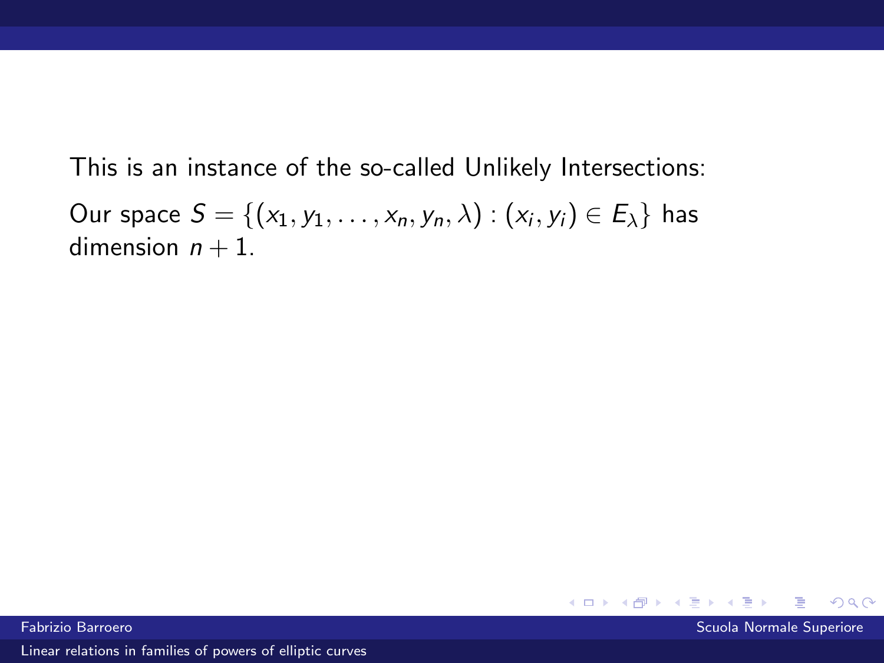This is an instance of the so-called Unlikely Intersections:

Our space $S = \{(x_1, y_1, \ldots, x_n, y_n, \lambda) : (x_i, y_i) \in E_\lambda\}$ has dimension $n + 1$.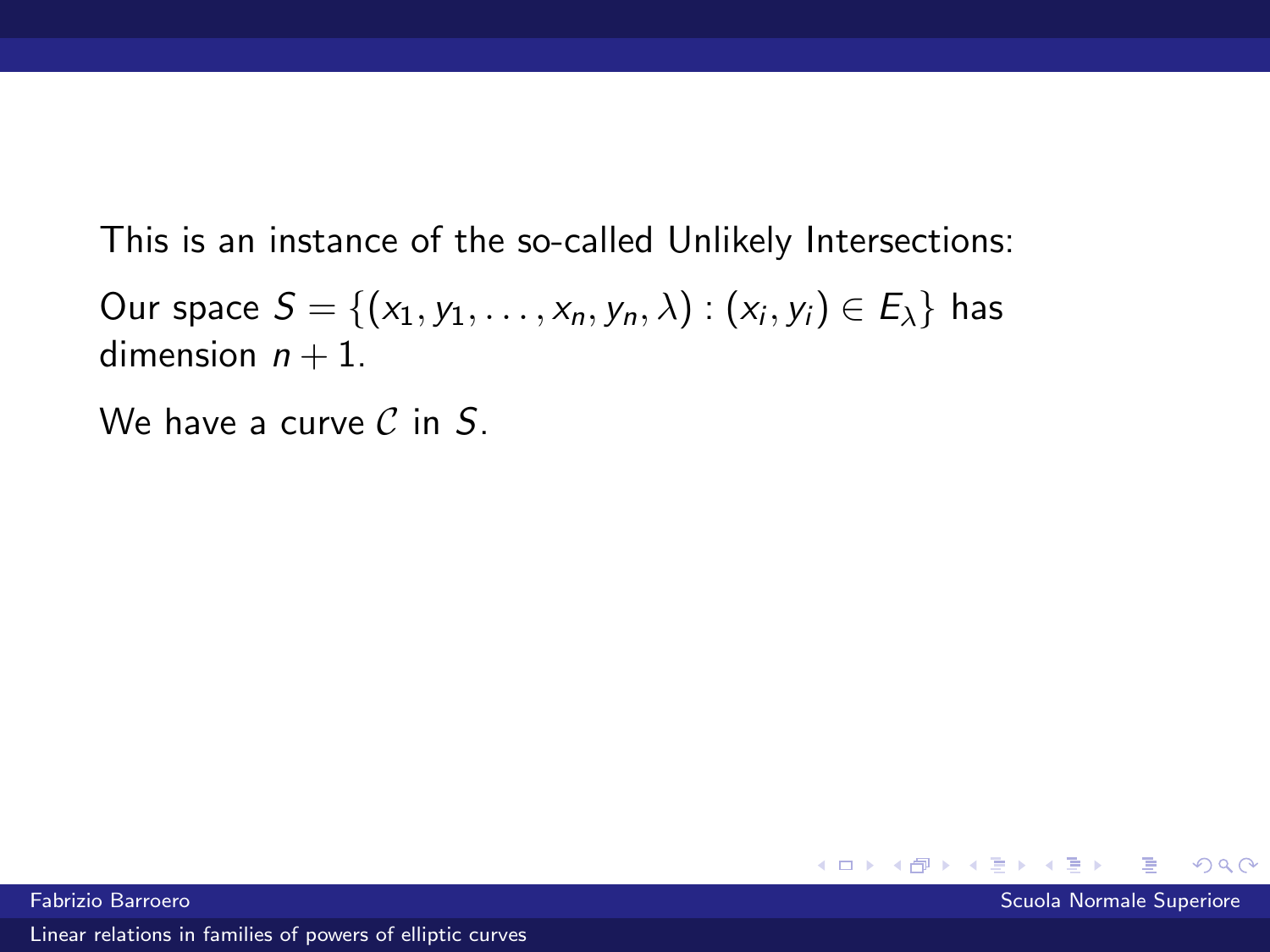This is an instance of the so-called Unlikely Intersections:

Our space $S = \{(x_1, y_1, \dots, x_n, y_n, \lambda) : (x_i, y_i) \in E_\lambda\}$ has dimension $n+1$.

We have a curve $\mathcal{C}$ in $S$.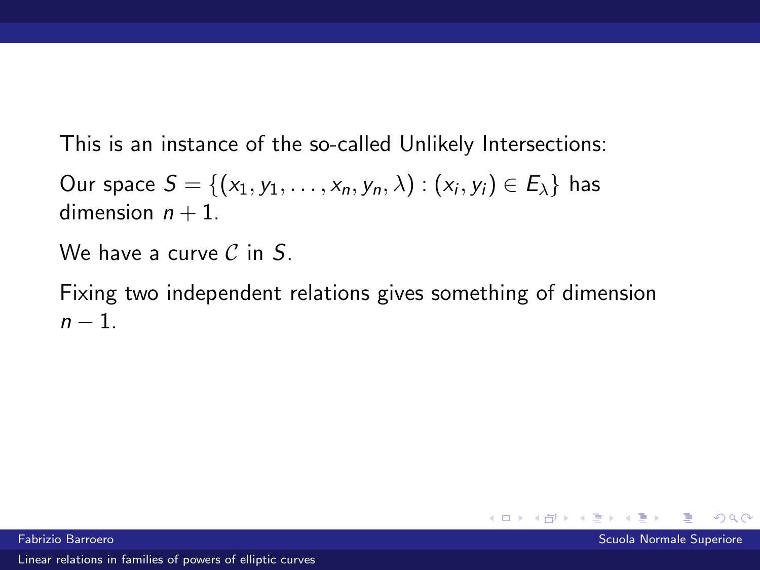This is an instance of the so-called Unlikely Intersections:

Our space $S = \{(x_1, y_1, \ldots, x_n, y_n, \lambda) : (x_i, y_i) \in E_\lambda\}$ has dimension $n + 1$.

We have a curve $\mathcal{C}$ in $S$.

Fixing two independent relations gives something of dimension $n - 1$.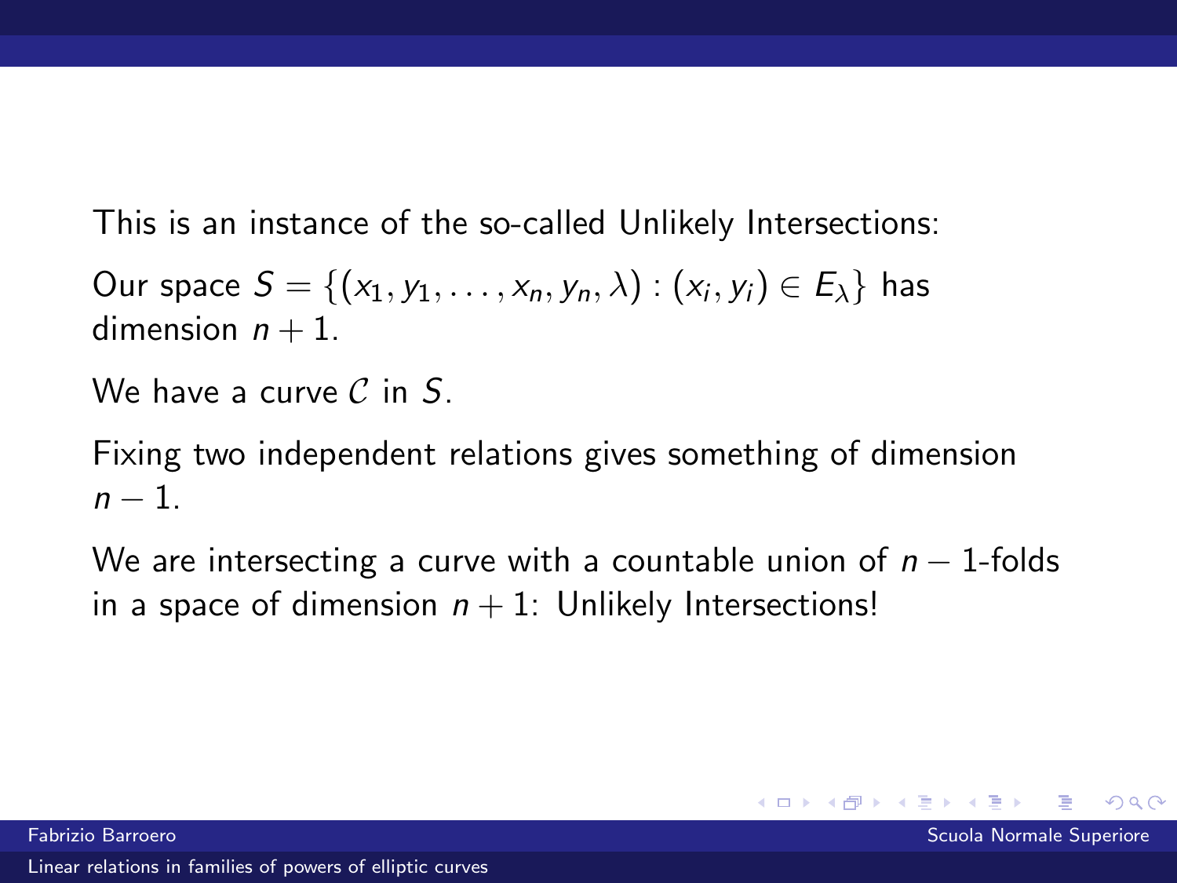This is an instance of the so-called Unlikely Intersections:

Our space $S = \{(x_1, y_1, \ldots, x_n, y_n, \lambda) : (x_i, y_i) \in E_\lambda\}$ has dimension $n + 1$.

We have a curve $\mathcal{C}$ in $S$.

Fixing two independent relations gives something of dimension $n - 1$.

We are intersecting a curve with a countable union of $n - 1$-folds in a space of dimension $n + 1$: Unlikely Intersections!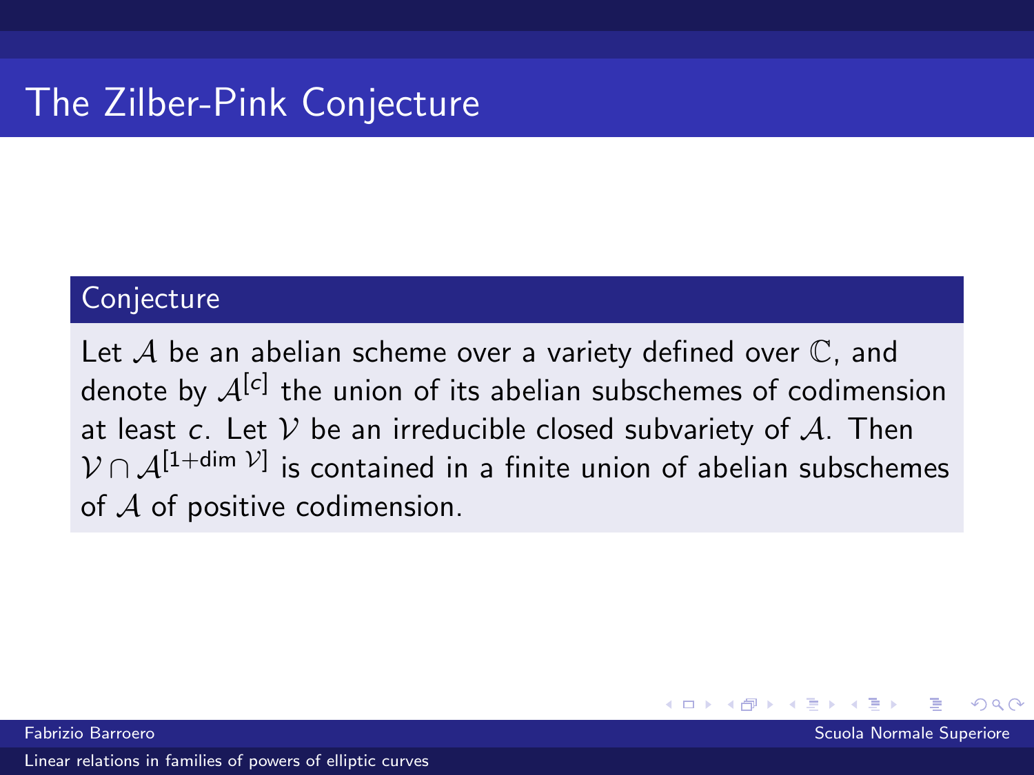# The Zilber-Pink Conjecture

**Conjecture**

Let $\mathcal{A}$ be an abelian scheme over a variety defined over $\mathbb{C}$, and denote by $\mathcal{A}^{[c]}$ the union of its abelian subschemes of codimension at least $c$. Let $\mathcal{V}$ be an irreducible closed subvariety of $\mathcal{A}$. Then $\mathcal{V} \cap \mathcal{A}^{[1+\dim \mathcal{V}]}$ is contained in a finite union of abelian subschemes of $\mathcal{A}$ of positive codimension.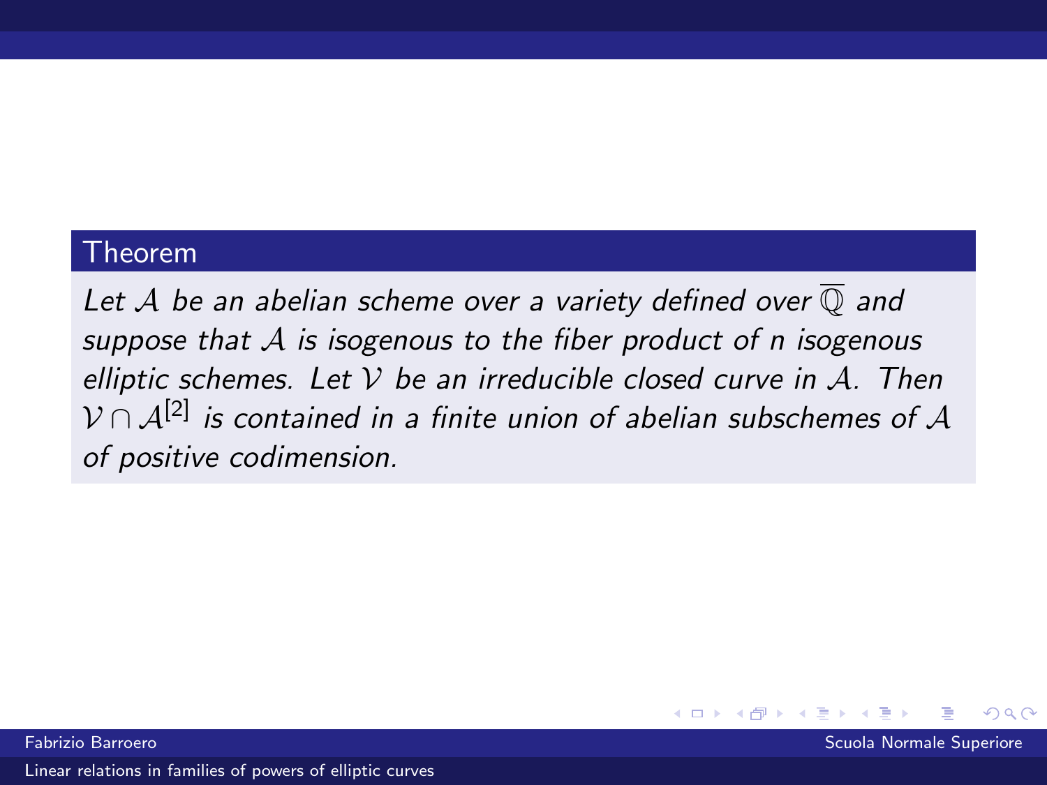**Theorem**

*Let $\mathcal{A}$ be an abelian scheme over a variety defined over $\overline{\mathbb{Q}}$ and suppose that $\mathcal{A}$ is isogenous to the fiber product of $n$ isogenous elliptic schemes. Let $\mathcal{V}$ be an irreducible closed curve in $\mathcal{A}$. Then $\mathcal{V} \cap \mathcal{A}^{[2]}$ is contained in a finite union of abelian subschemes of $\mathcal{A}$ of positive codimension.*